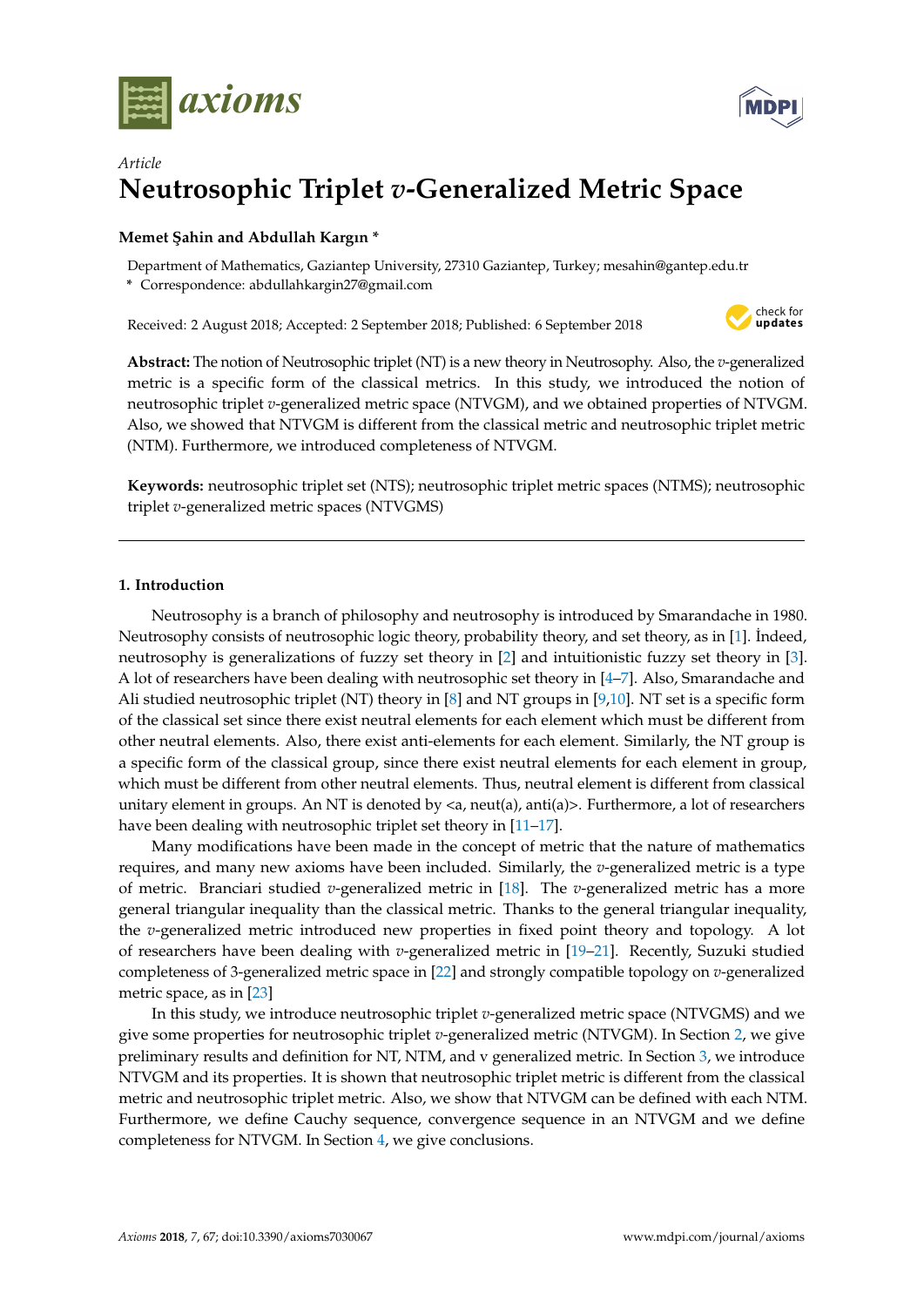*axioms*

*Article*

# Neutrosophic Triplet *v*-Generalized Metric Space

**Memet Şahin and Abdullah Kargın \***

Department of Mathematics, Gaziantep University, 27310 Gaziantep, Turkey; mesahin@gantep.edu.tr
\* Correspondence: abdullahkargin27@gmail.com

Received: 2 August 2018; Accepted: 2 September 2018; Published: 6 September 2018

**Abstract:** The notion of Neutrosophic triplet (NT) is a new theory in Neutrosophy. Also, the *v*-generalized metric is a specific form of the classical metrics. In this study, we introduced the notion of neutrosophic triplet *v*-generalized metric space (NTVGM), and we obtained properties of NTVGM. Also, we showed that NTVGM is different from the classical metric and neutrosophic triplet metric (NTM). Furthermore, we introduced completeness of NTVGM.

**Keywords:** neutrosophic triplet set (NTS); neutrosophic triplet metric spaces (NTMS); neutrosophic triplet *v*-generalized metric spaces (NTVGMS)

## 1. Introduction

Neutrosophy is a branch of philosophy and neutrosophy is introduced by Smarandache in 1980. Neutrosophy consists of neutrosophic logic theory, probability theory, and set theory, as in [1]. İndeed, neutrosophy is generalizations of fuzzy set theory in [2] and intuitionistic fuzzy set theory in [3]. A lot of researchers have been dealing with neutrosophic set theory in [4–7]. Also, Smarandache and Ali studied neutrosophic triplet (NT) theory in [8] and NT groups in [9,10]. NT set is a specific form of the classical set since there exist neutral elements for each element which must be different from other neutral elements. Also, there exist anti-elements for each element. Similarly, the NT group is a specific form of the classical group, since there exist neutral elements for each element in group, which must be different from other neutral elements. Thus, neutral element is different from classical unitary element in groups. An NT is denoted by <a, neut(a), anti(a)>. Furthermore, a lot of researchers have been dealing with neutrosophic triplet set theory in [11–17].

Many modifications have been made in the concept of metric that the nature of mathematics requires, and many new axioms have been included. Similarly, the *v*-generalized metric is a type of metric. Branciari studied *v*-generalized metric in [18]. The *v*-generalized metric has a more general triangular inequality than the classical metric. Thanks to the general triangular inequality, the *v*-generalized metric introduced new properties in fixed point theory and topology. A lot of researchers have been dealing with *v*-generalized metric in [19–21]. Recently, Suzuki studied completeness of 3-generalized metric space in [22] and strongly compatible topology on *v*-generalized metric space, as in [23]

In this study, we introduce neutrosophic triplet *v*-generalized metric space (NTVGMS) and we give some properties for neutrosophic triplet *v*-generalized metric (NTVGM). In Section 2, we give preliminary results and definition for NT, NTM, and v generalized metric. In Section 3, we introduce NTVGM and its properties. It is shown that neutrosophic triplet metric is different from the classical metric and neutrosophic triplet metric. Also, we show that NTVGM can be defined with each NTM. Furthermore, we define Cauchy sequence, convergence sequence in an NTVGM and we define completeness for NTVGM. In Section 4, we give conclusions.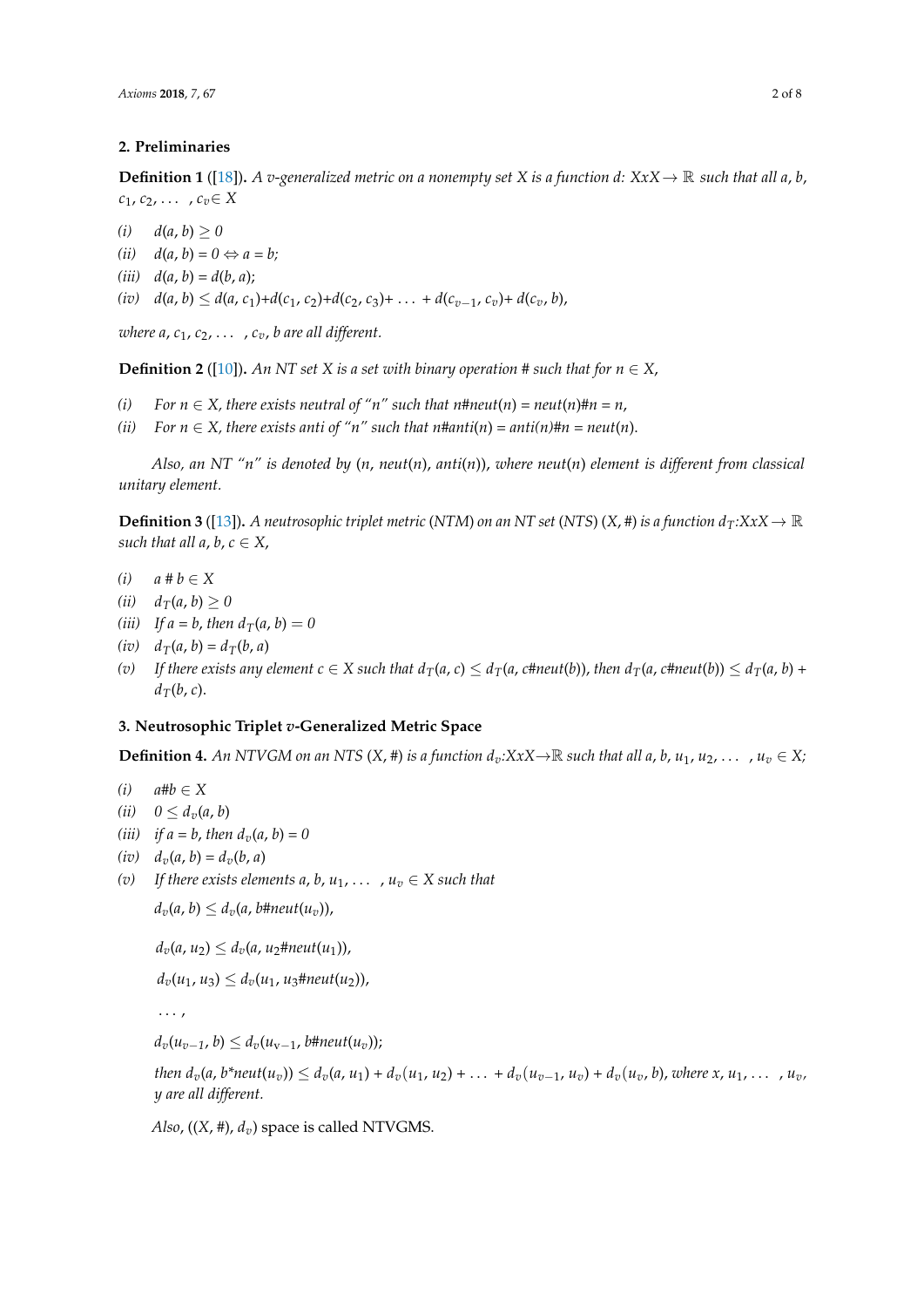## 2. Preliminaries

**Definition 1** ([18]). *A $v$-generalized metric on a nonempty set X is a function d: XxX→ ℝ such that all a, b, $c_1, c_2, \ldots, c_v \in X$*

*(i)* $d(a, b) \geq 0$

*(ii)* $d(a, b) = 0 \Leftrightarrow a = b$;

*(iii)* $d(a, b) = d(b, a)$;

*(iv)* $d(a, b) \leq d(a, c_1)+d(c_1, c_2)+d(c_2, c_3)+ \ldots + d(c_{v-1}, c_v)+ d(c_v, b)$,

*where $a, c_1, c_2, \ldots, c_v, b$ are all different.*

**Definition 2** ([10]). *An NT set X is a set with binary operation # such that for $n \in X$,*

*(i)* *For $n \in X$, there exists neutral of "n" such that n#neut(n) = neut(n)#n = n,*

*(ii)* *For $n \in X$, there exists anti of "n" such that n#anti(n) = anti(n)#n = neut(n).*

*Also, an NT "n" is denoted by (n, neut(n), anti(n)), where neut(n) element is different from classical unitary element.*

**Definition 3** ([13]). *A neutrosophic triplet metric (NTM) on an NT set (NTS) (X, #) is a function $d_T$:XxX→ ℝ such that all $a, b, c \in X$,*

*(i)* $a \# b \in X$

*(ii)* $d_T(a, b) \geq 0$

*(iii)* *If a = b, then* $d_T(a, b) = 0$

*(iv)* $d_T(a, b) = d_T(b, a)$

*(v)* *If there exists any element $c \in X$ such that $d_T(a, c) \leq d_T(a, c\#neut(b))$, then $d_T(a, c\#neut(b)) \leq d_T(a, b) + d_T(b, c)$.*

## 3. Neutrosophic Triplet $v$-Generalized Metric Space

**Definition 4.** *An NTVGM on an NTS (X, #) is a function $d_v$:XxX→ℝ such that all $a, b, u_1, u_2, \ldots, u_v \in X$;*

*(i)* $a\#b \in X$

*(ii)* $0 \leq d_v(a, b)$

*(iii)* *if a = b, then* $d_v(a, b) = 0$

*(iv)* $d_v(a, b) = d_v(b, a)$

*(v)* *If there exists elements $a, b, u_1, \ldots, u_v \in X$ such that*

$d_v(a, b) \leq d_v(a, b\#neut(u_v))$,

$d_v(a, u_2) \leq d_v(a, u_2\#neut(u_1))$,

$d_v(u_1, u_3) \leq d_v(u_1, u_3\#neut(u_2))$,

$\ldots$,

$d_v(u_{v-1}, b) \leq d_v(u_{v-1}, b\#neut(u_v))$;

*then $d_v(a, b*neut(u_v)) \leq d_v(a, u_1) + d_v(u_1, u_2) + \ldots + d_v(u_{v-1}, u_v) + d_v(u_v, b)$, where $x, u_1, \ldots, u_v$, y are all different.*

*Also,* $((X, \#), d_v)$ space is called NTVGMS.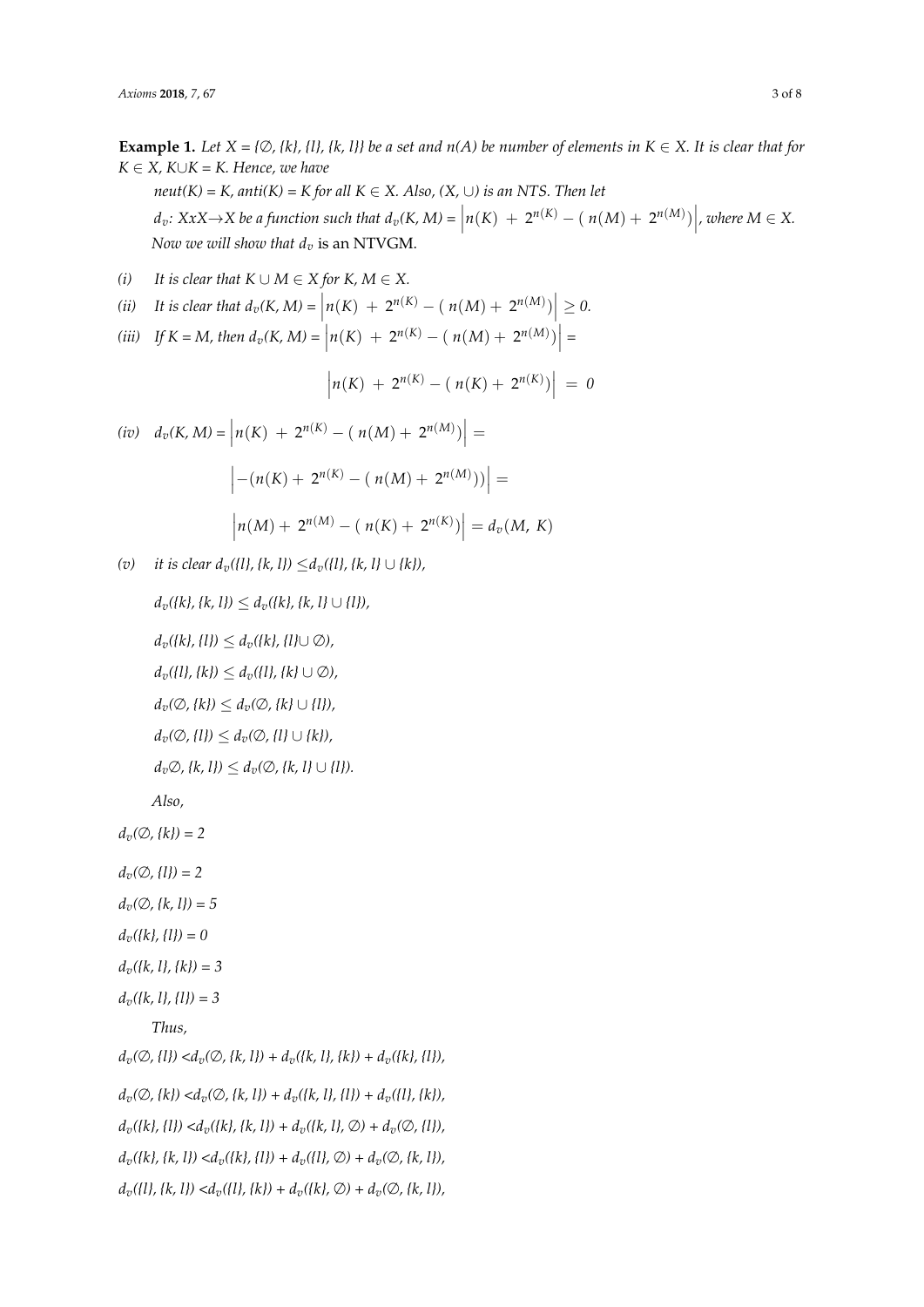**Example 1.** *Let X = {∅, {k}, {l}, {k, l}} be a set and n(A) be number of elements in $K \in X$. It is clear that for $K \in X$, $K \cup K = K$. Hence, we have*

*neut(K) = K, anti(K) = K for all $K \in X$. Also, (X, ∪) is an NTS. Then let*

*$d_v$: XxX→X be a function such that $d_v(K, M) = \left| n(K) + 2^{n(K)} - (n(M) + 2^{n(M)}) \right|$, where $M \in X$.*

*Now we will show that $d_v$ is an NTVGM.*

*(i) It is clear that $K \cup M \in X$ for K, $M \in X$.*

*(ii) It is clear that $d_v(K, M) = \left| n(K) + 2^{n(K)} - (n(M) + 2^{n(M)}) \right| \geq 0$.*

*(iii) If K = M, then $d_v(K, M) = \left| n(K) + 2^{n(K)} - (n(M) + 2^{n(M)}) \right| =$*

$$\left| n(K) + 2^{n(K)} - (n(K) + 2^{n(K)}) \right| = 0$$

*(iv)* $d_v(K, M) = \left| n(K) + 2^{n(K)} - (n(M) + 2^{n(M)}) \right| =$

$$\left| -(n(K) + 2^{n(K)} - (n(M) + 2^{n(M)})) \right| =$$

$$\left| n(M) + 2^{n(M)} - (n(K) + 2^{n(K)}) \right| = d_v(M, K)$$

*(v) it is clear $d_v(\{l\}, \{k, l\}) \leq d_v(\{l\}, \{k, l\} \cup \{k\})$,*

*$d_v(\{k\}, \{k, l\}) \leq d_v(\{k\}, \{k, l\} \cup \{l\})$,*

*$d_v(\{k\}, \{l\}) \leq d_v(\{k\}, \{l\} \cup \emptyset)$,*

*$d_v(\{l\}, \{k\}) \leq d_v(\{l\}, \{k\} \cup \emptyset)$,*

*$d_v(\emptyset, \{k\}) \leq d_v(\emptyset, \{k\} \cup \{l\})$,*

*$d_v(\emptyset, \{l\}) \leq d_v(\emptyset, \{l\} \cup \{k\})$,*

*$d_v\emptyset, \{k, l\}) \leq d_v(\emptyset, \{k, l\} \cup \{l\})$.*

*Also,*

*$d_v(\emptyset, \{k\}) = 2$*

*$d_v(\emptyset, \{l\}) = 2$*

*$d_v(\emptyset, \{k, l\}) = 5$*

*$d_v(\{k\}, \{l\}) = 0$*

*$d_v(\{k, l\}, \{k\}) = 3$*

*$d_v(\{k, l\}, \{l\}) = 3$*

*Thus,*

*$d_v(\emptyset, \{l\}) < d_v(\emptyset, \{k, l\}) + d_v(\{k, l\}, \{k\}) + d_v(\{k\}, \{l\})$,*

*$d_v(\emptyset, \{k\}) < d_v(\emptyset, \{k, l\}) + d_v(\{k, l\}, \{l\}) + d_v(\{l\}, \{k\})$,*

*$d_v(\{k\}, \{l\}) < d_v(\{k\}, \{k, l\}) + d_v(\{k, l\}, \emptyset) + d_v(\emptyset, \{l\})$,*

*$d_v(\{k\}, \{k, l\}) < d_v(\{k\}, \{l\}) + d_v(\{l\}, \emptyset) + d_v(\emptyset, \{k, l\})$,*

*$d_v(\{l\}, \{k, l\}) < d_v(\{l\}, \{k\}) + d_v(\{k\}, \emptyset) + d_v(\emptyset, \{k, l\})$,*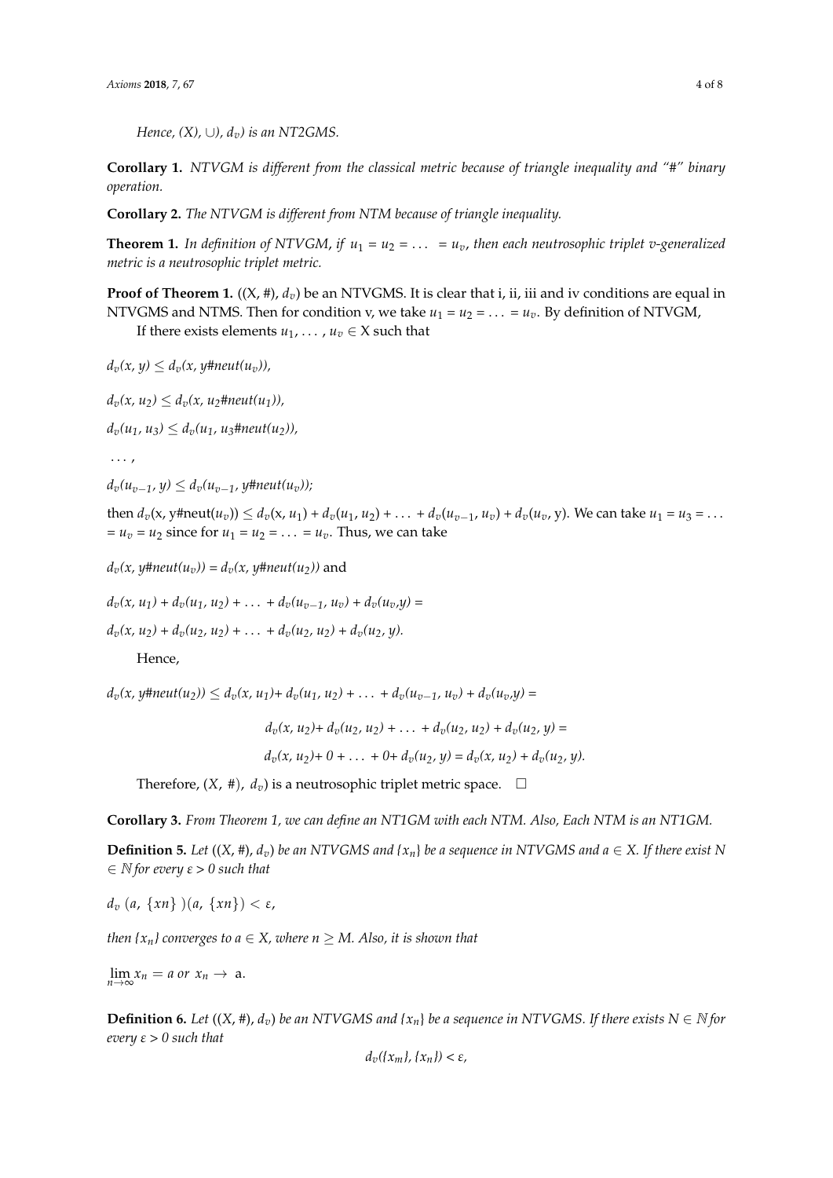*Hence, $(X), \cup), d_v)$ is an NT2GMS.*

**Corollary 1.** *NTVGM is different from the classical metric because of triangle inequality and "#" binary operation.*

**Corollary 2.** *The NTVGM is different from NTM because of triangle inequality.*

**Theorem 1.** *In definition of NTVGM, if $u_1 = u_2 = \ldots = u_v$, then each neutrosophic triplet v-generalized metric is a neutrosophic triplet metric.*

**Proof of Theorem 1.** $((X, \#), d_v)$ be an NTVGMS. It is clear that i, ii, iii and iv conditions are equal in NTVGMS and NTMS. Then for condition v, we take $u_1 = u_2 = \ldots = u_v$. By definition of NTVGM,

If there exists elements $u_1, \ldots, u_v \in X$ such that

$d_v(x, y) \leq d_v(x, y\#neut(u_v))$,

$d_v(x, u_2) \leq d_v(x, u_2\#neut(u_1))$,

$d_v(u_1, u_3) \leq d_v(u_1, u_3\#neut(u_2))$,

$\ldots$,

$d_v(u_{v-1}, y) \leq d_v(u_{v-1}, y\#neut(u_v))$;

then $d_v(x, y\#neut(u_v)) \leq d_v(x, u_1) + d_v(u_1, u_2) + \ldots + d_v(u_{v-1}, u_v) + d_v(u_v, y)$. We can take $u_1 = u_3 = \ldots = u_v = u_2$ since for $u_1 = u_2 = \ldots = u_v$. Thus, we can take

$d_v(x, y\#neut(u_v)) = d_v(x, y\#neut(u_2))$ and

$d_v(x, u_1) + d_v(u_1, u_2) + \ldots + d_v(u_{v-1}, u_v) + d_v(u_v, y) =$

$d_v(x, u_2) + d_v(u_2, u_2) + \ldots + d_v(u_2, u_2) + d_v(u_2, y)$.

Hence,

$$d_v(x, y\#neut(u_2)) \leq d_v(x, u_1) + d_v(u_1, u_2) + \ldots + d_v(u_{v-1}, u_v) + d_v(u_v, y) =$$

$$d_v(x, u_2) + d_v(u_2, u_2) + \ldots + d_v(u_2, u_2) + d_v(u_2, y) =$$

$$d_v(x, u_2) + 0 + \ldots + 0 + d_v(u_2, y) = d_v(x, u_2) + d_v(u_2, y).$$

Therefore, $(X, \#), d_v)$ is a neutrosophic triplet metric space. □

**Corollary 3.** *From Theorem 1, we can define an NT1GM with each NTM. Also, Each NTM is an NT1GM.*

**Definition 5.** *Let $((X, \#), d_v)$ be an NTVGMS and $\{x_n\}$ be a sequence in NTVGMS and $a \in X$. If there exist $N \in \mathbb{N}$ for every $\varepsilon > 0$ such that*

$d_v\,(a, \{xn\})(a, \{xn\}) < \varepsilon$,

*then $\{x_n\}$ converges to $a \in X$, where $n \geq M$. Also, it is shown that*

$\lim_{n\to\infty} x_n = a$ *or* $x_n \to$ a.

**Definition 6.** *Let $((X, \#), d_v)$ be an NTVGMS and $\{x_n\}$ be a sequence in NTVGMS. If there exists $N \in \mathbb{N}$ for every $\varepsilon > 0$ such that*

$$d_v(\{x_m\}, \{x_n\}) < \varepsilon,$$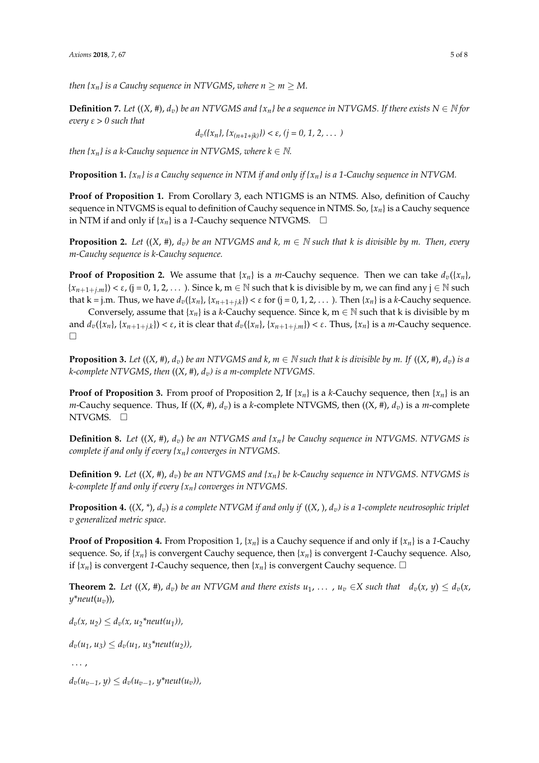*then $\{x_n\}$ is a Cauchy sequence in NTVGMS, where $n \geq m \geq M$.*

**Definition 7.** *Let $((X, \#), d_v)$ be an NTVGMS and $\{x_n\}$ be a sequence in NTVGMS. If there exists $N \in \mathbb{N}$ for every $\varepsilon > 0$ such that*

$$d_v(\{x_n\}, \{x_{(n+1+jk)}\}) < \varepsilon, (j = 0, 1, 2, \ldots)$$

*then $\{x_n\}$ is a k-Cauchy sequence in NTVGMS, where $k \in \mathbb{N}$.*

**Proposition 1.** *$\{x_n\}$ is a Cauchy sequence in NTM if and only if $\{x_n\}$ is a 1-Cauchy sequence in NTVGM.*

**Proof of Proposition 1.** From Corollary 3, each NT1GMS is an NTMS. Also, definition of Cauchy sequence in NTVGMS is equal to definition of Cauchy sequence in NTMS. So, $\{x_n\}$ is a Cauchy sequence in NTM if and only if $\{x_n\}$ is a *1*-Cauchy sequence NTVGMS. □

**Proposition 2.** *Let $((X, \#), d_v)$ be an NTVGMS and $k, m \in \mathbb{N}$ such that k is divisible by m. Then, every m-Cauchy sequence is k-Cauchy sequence.*

**Proof of Proposition 2.** We assume that $\{x_n\}$ is a *m*-Cauchy sequence. Then we can take $d_v(\{x_n\}, \{x_{n+1+j.m}\}) < \varepsilon$, (j = 0, 1, 2, ... ). Since k, m $\in \mathbb{N}$ such that k is divisible by m, we can find any j $\in \mathbb{N}$ such that k = j.m. Thus, we have $d_v(\{x_n\}, \{x_{n+1+j.k}\}) < \varepsilon$ for (j = 0, 1, 2, ... ). Then $\{x_n\}$ is a *k*-Cauchy sequence.

Conversely, assume that $\{x_n\}$ is a *k*-Cauchy sequence. Since k, m $\in \mathbb{N}$ such that k is divisible by m and $d_v(\{x_n\}, \{x_{n+1+j.k}\}) < \varepsilon$, it is clear that $d_v(\{x_n\}, \{x_{n+1+j.m}\}) < \varepsilon$. Thus, $\{x_n\}$ is a *m*-Cauchy sequence. □

**Proposition 3.** *Let $((X, \#), d_v)$ be an NTVGMS and $k, m \in \mathbb{N}$ such that k is divisible by m. If $((X, \#), d_v)$ is a k-complete NTVGMS, then $((X, \#), d_v)$ is a m-complete NTVGMS.*

**Proof of Proposition 3.** From proof of Proposition 2, If $\{x_n\}$ is a *k*-Cauchy sequence, then $\{x_n\}$ is an *m*-Cauchy sequence. Thus, If $((X, \#), d_v)$ is a *k*-complete NTVGMS, then $((X, \#), d_v)$ is a *m*-complete NTVGMS. □

**Definition 8.** *Let $((X, \#), d_v)$ be an NTVGMS and $\{x_n\}$ be Cauchy sequence in NTVGMS. NTVGMS is complete if and only if every $\{x_n\}$ converges in NTVGMS.*

**Definition 9.** *Let $((X, \#), d_v)$ be an NTVGMS and $\{x_n\}$ be k-Cauchy sequence in NTVGMS. NTVGMS is k-complete If and only if every $\{x_n\}$ converges in NTVGMS.*

**Proposition 4.** *$((X, *), d_v)$ is a complete NTVGM if and only if $((X, ), d_v)$ is a 1-complete neutrosophic triplet v generalized metric space.*

**Proof of Proposition 4.** From Proposition 1, $\{x_n\}$ is a Cauchy sequence if and only if $\{x_n\}$ is a *1*-Cauchy sequence. So, if $\{x_n\}$ is convergent Cauchy sequence, then $\{x_n\}$ is convergent *1*-Cauchy sequence. Also, if $\{x_n\}$ is convergent *1*-Cauchy sequence, then $\{x_n\}$ is convergent Cauchy sequence. □

**Theorem 2.** *Let $((X, \#), d_v)$ be an NTVGM and there exists $u_1, \ldots, u_v \in X$ such that $d_v(x, y) \leq d_v(x, y*neut(u_v))$,*

$d_v(x, u_2) \leq d_v(x, u_2*neut(u_1))$,

$d_v(u_1, u_3) \leq d_v(u_1, u_3*neut(u_2))$,

$\ldots$,

$d_v(u_{v-1}, y) \leq d_v(u_{v-1}, y*neut(u_v))$,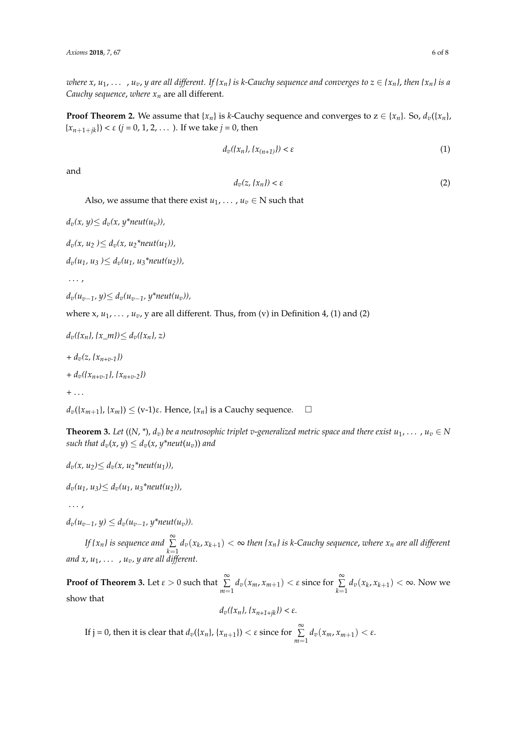*where $x, u_1, \ldots, u_v, y$ are all different. If $\{x_n\}$ is k-Cauchy sequence and converges to $z \in \{x_n\}$, then $\{x_n\}$ is a Cauchy sequence, where $x_n$* are all different.

**Proof Theorem 2.** We assume that $\{x_n\}$ is *k*-Cauchy sequence and converges to z $\in \{x_n\}$. So, $d_v(\{x_n\}, \{x_{n+1+jk}\}) < \varepsilon$ ($j = 0, 1, 2, \ldots$). If we take $j = 0$, then

$$d_v(\{x_n\}, \{x_{(n+1)}\}) < \varepsilon \tag{1}$$

and

$$d_v(z, \{x_n\}) < \varepsilon \tag{2}$$

Also, we assume that there exist $u_1, \ldots, u_v \in$ N such that

$d_v(x, y) \leq d_v(x, y{*}neut(u_v))$,

$d_v(x, u_2) \leq d_v(x, u_2{*}neut(u_1))$,

$d_v(u_1, u_3) \leq d_v(u_1, u_3{*}neut(u_2))$,

$\ldots$,

$d_v(u_{v-1}, y) \leq d_v(u_{v-1}, y{*}neut(u_v))$,

where x, $u_1, \ldots, u_v$, y are all different. Thus, from (v) in Definition 4, (1) and (2)

$d_v(\{x_n\}, \{x\_m\}) \leq d_v(\{x_n\}, z)$

$+ d_v(z, \{x_{n+v-1}\})$

$+ d_v(\{x_{n+v-1}\}, \{x_{n+v-2}\})$

$+ \ldots$

$d_v(\{x_{m+1}\}, \{x_m\}) \leq$ (v-1)$\varepsilon$. Hence, $\{x_n\}$ is a Cauchy sequence. □

**Theorem 3.** *Let $((N, {*}), d_v)$ be a neutrosophic triplet v-generalized metric space and there exist $u_1, \ldots, u_v \in N$ such that $d_v(x, y) \leq d_v(x, y{*}neut(u_v))$ and*

$d_v(x, u_2) \leq d_v(x, u_2{*}neut(u_1))$,

$d_v(u_1, u_3) \leq d_v(u_1, u_3{*}neut(u_2))$,

$\ldots$,

$d_v(u_{v-1}, y) \leq d_v(u_{v-1}, y{*}neut(u_v))$.

*If $\{x_n\}$ is sequence and $\sum_{k=1}^{\infty} d_v(x_k, x_{k+1}) < \infty$ then $\{x_n\}$ is k-Cauchy sequence, where $x_n$ are all different and $x, u_1, \ldots, u_v, y$ are all different.*

**Proof of Theorem 3.** Let $\varepsilon > 0$ such that $\sum_{m=1}^{\infty} d_v(x_m, x_{m+1}) < \varepsilon$ since for $\sum_{k=1}^{\infty} d_v(x_k, x_{k+1}) < \infty$. Now we show that

$$d_v(\{x_n\}, \{x_{n+1+jk}\}) < \varepsilon.$$

If j = 0, then it is clear that $d_v(\{x_n\}, \{x_{n+1}\}) < \varepsilon$ since for $\sum_{m=1}^{\infty} d_v(x_m, x_{m+1}) < \varepsilon$.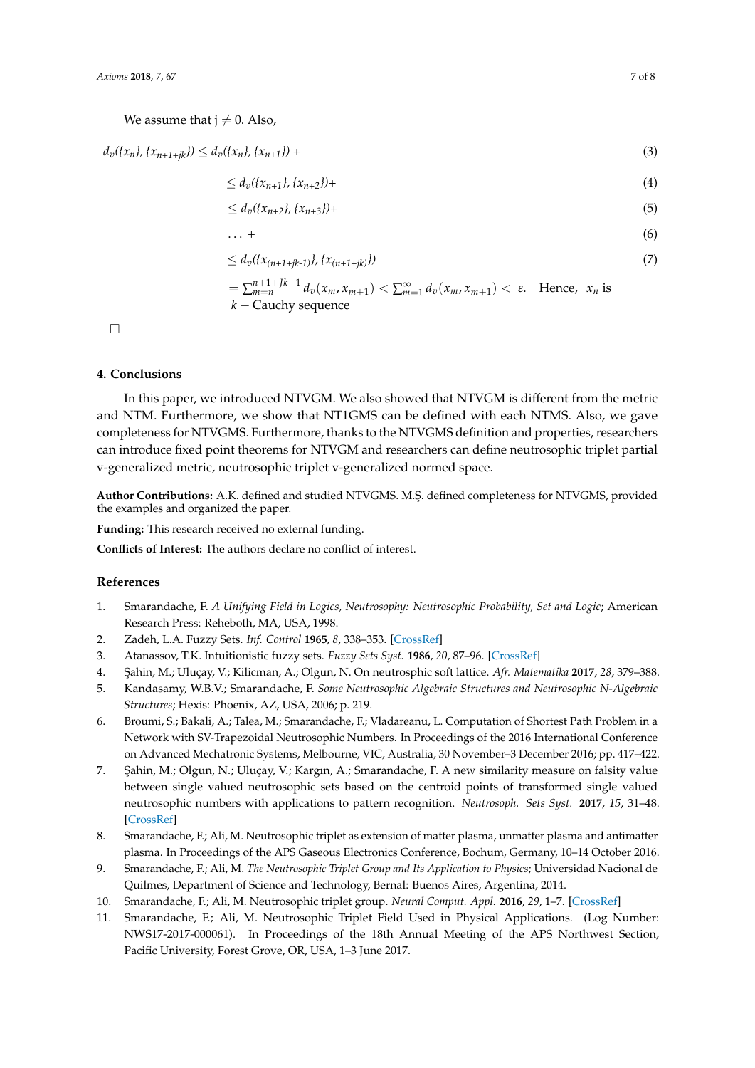We assume that j $\neq 0$. Also,

$$d_v(\{x_n\}, \{x_{n+1+jk}\}) \leq d_v(\{x_n\}, \{x_{n+1}\}) + \tag{3}$$

$$\leq d_v(\{x_{n+1}\}, \{x_{n+2}\}) + \tag{4}$$

$$\leq d_v(\{x_{n+2}\}, \{x_{n+3}\}) + \tag{5}$$

$$\ldots + \tag{6}$$

$$\leq d_v(\{x_{(n+1+jk-1)}\}, \{x_{(n+1+jk)}\}) \tag{7}$$

$= \sum_{m=n}^{n+1+Jk-1} d_v(x_m, x_{m+1}) < \sum_{m=1}^{\infty} d_v(x_m, x_{m+1}) < \varepsilon$. Hence, $x_n$ is $k-$Cauchy sequence

□

## 4. Conclusions

In this paper, we introduced NTVGM. We also showed that NTVGM is different from the metric and NTM. Furthermore, we show that NT1GMS can be defined with each NTMS. Also, we gave completeness for NTVGMS. Furthermore, thanks to the NTVGMS definition and properties, researchers can introduce fixed point theorems for NTVGM and researchers can define neutrosophic triplet partial v-generalized metric, neutrosophic triplet v-generalized normed space.

**Author Contributions:** A.K. defined and studied NTVGMS. M.Ş. defined completeness for NTVGMS, provided the examples and organized the paper.

**Funding:** This research received no external funding.

**Conflicts of Interest:** The authors declare no conflict of interest.

## References

1. Smarandache, F. *A Unifying Field in Logics, Neutrosophy: Neutrosophic Probability, Set and Logic*; American Research Press: Reheboth, MA, USA, 1998.
2. Zadeh, L.A. Fuzzy Sets. *Inf. Control* **1965**, *8*, 338–353. [CrossRef]
3. Atanassov, T.K. Intuitionistic fuzzy sets. *Fuzzy Sets Syst.* **1986**, *20*, 87–96. [CrossRef]
4. Şahin, M.; Uluçay, V.; Kilicman, A.; Olgun, N. On neutrosphic soft lattice. *Afr. Matematika* **2017**, *28*, 379–388.
5. Kandasamy, W.B.V.; Smarandache, F. *Some Neutrosophic Algebraic Structures and Neutrosophic N-Algebraic Structures*; Hexis: Phoenix, AZ, USA, 2006; p. 219.
6. Broumi, S.; Bakali, A.; Talea, M.; Smarandache, F.; Vladareanu, L. Computation of Shortest Path Problem in a Network with SV-Trapezoidal Neutrosophic Numbers. In Proceedings of the 2016 International Conference on Advanced Mechatronic Systems, Melbourne, VIC, Australia, 30 November–3 December 2016; pp. 417–422.
7. Şahin, M.; Olgun, N.; Uluçay, V.; Kargın, A.; Smarandache, F. A new similarity measure on falsity value between single valued neutrosophic sets based on the centroid points of transformed single valued neutrosophic numbers with applications to pattern recognition. *Neutrosoph. Sets Syst.* **2017**, *15*, 31–48. [CrossRef]
8. Smarandache, F.; Ali, M. Neutrosophic triplet as extension of matter plasma, unmatter plasma and antimatter plasma. In Proceedings of the APS Gaseous Electronics Conference, Bochum, Germany, 10–14 October 2016.
9. Smarandache, F.; Ali, M. *The Neutrosophic Triplet Group and Its Application to Physics*; Universidad Nacional de Quilmes, Department of Science and Technology, Bernal: Buenos Aires, Argentina, 2014.
10. Smarandache, F.; Ali, M. Neutrosophic triplet group. *Neural Comput. Appl.* **2016**, *29*, 1–7. [CrossRef]
11. Smarandache, F.; Ali, M. Neutrosophic Triplet Field Used in Physical Applications. (Log Number: NWS17-2017-000061). In Proceedings of the 18th Annual Meeting of the APS Northwest Section, Pacific University, Forest Grove, OR, USA, 1–3 June 2017.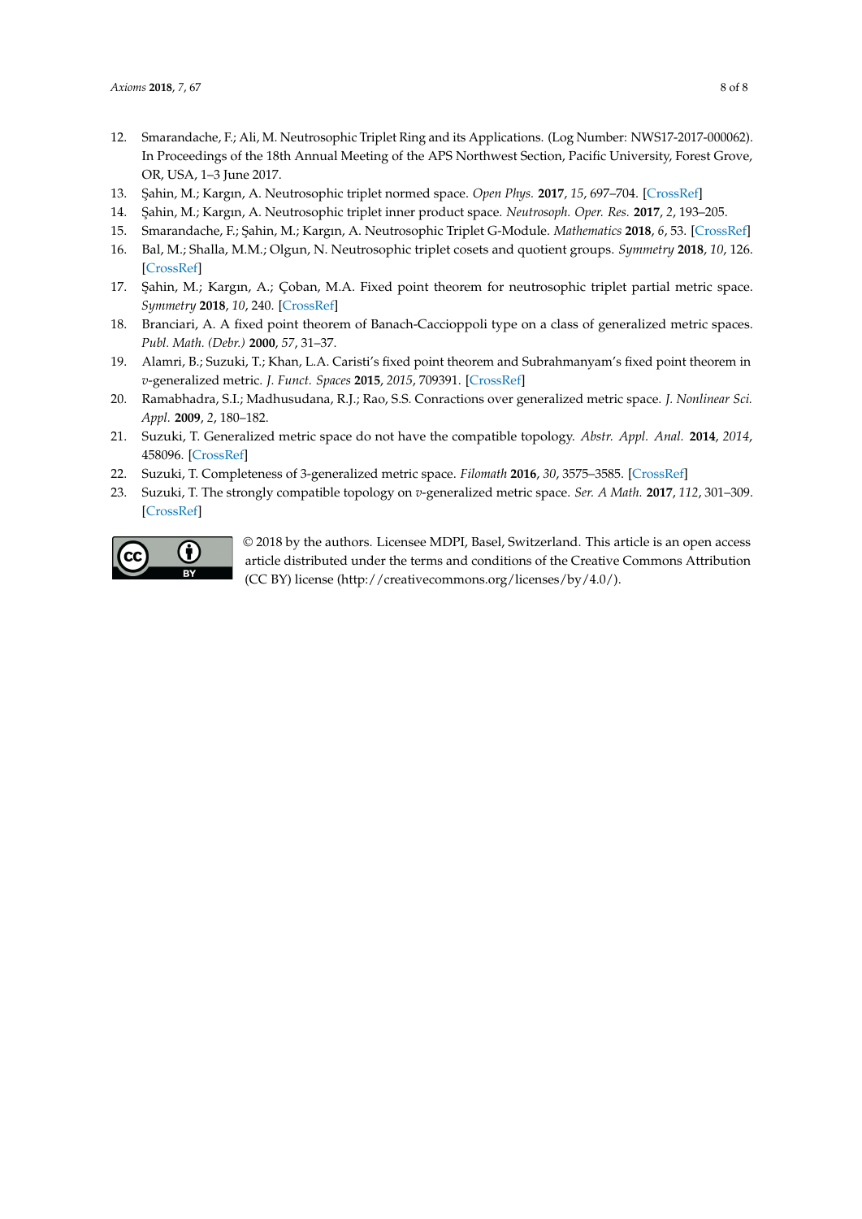12. Smarandache, F.; Ali, M. Neutrosophic Triplet Ring and its Applications. (Log Number: NWS17-2017-000062). In Proceedings of the 18th Annual Meeting of the APS Northwest Section, Pacific University, Forest Grove, OR, USA, 1–3 June 2017.
13. Şahin, M.; Kargın, A. Neutrosophic triplet normed space. *Open Phys.* **2017**, *15*, 697–704. [CrossRef]
14. Şahin, M.; Kargın, A. Neutrosophic triplet inner product space. *Neutrosoph. Oper. Res.* **2017**, *2*, 193–205.
15. Smarandache, F.; Şahin, M.; Kargın, A. Neutrosophic Triplet G-Module. *Mathematics* **2018**, *6*, 53. [CrossRef]
16. Bal, M.; Shalla, M.M.; Olgun, N. Neutrosophic triplet cosets and quotient groups. *Symmetry* **2018**, *10*, 126. [CrossRef]
17. Şahin, M.; Kargın, A.; Çoban, M.A. Fixed point theorem for neutrosophic triplet partial metric space. *Symmetry* **2018**, *10*, 240. [CrossRef]
18. Branciari, A. A fixed point theorem of Banach-Caccioppoli type on a class of generalized metric spaces. *Publ. Math. (Debr.)* **2000**, *57*, 31–37.
19. Alamri, B.; Suzuki, T.; Khan, L.A. Caristi's fixed point theorem and Subrahmanyam's fixed point theorem in $v$-generalized metric. *J. Funct. Spaces* **2015**, *2015*, 709391. [CrossRef]
20. Ramabhadra, S.I.; Madhusudana, R.J.; Rao, S.S. Conractions over generalized metric space. *J. Nonlinear Sci. Appl.* **2009**, *2*, 180–182.
21. Suzuki, T. Generalized metric space do not have the compatible topology. *Abstr. Appl. Anal.* **2014**, *2014*, 458096. [CrossRef]
22. Suzuki, T. Completeness of 3-generalized metric space. *Filomath* **2016**, *30*, 3575–3585. [CrossRef]
23. Suzuki, T. The strongly compatible topology on $v$-generalized metric space. *Ser. A Math.* **2017**, *112*, 301–309. [CrossRef]

© 2018 by the authors. Licensee MDPI, Basel, Switzerland. This article is an open access article distributed under the terms and conditions of the Creative Commons Attribution (CC BY) license (http://creativecommons.org/licenses/by/4.0/).